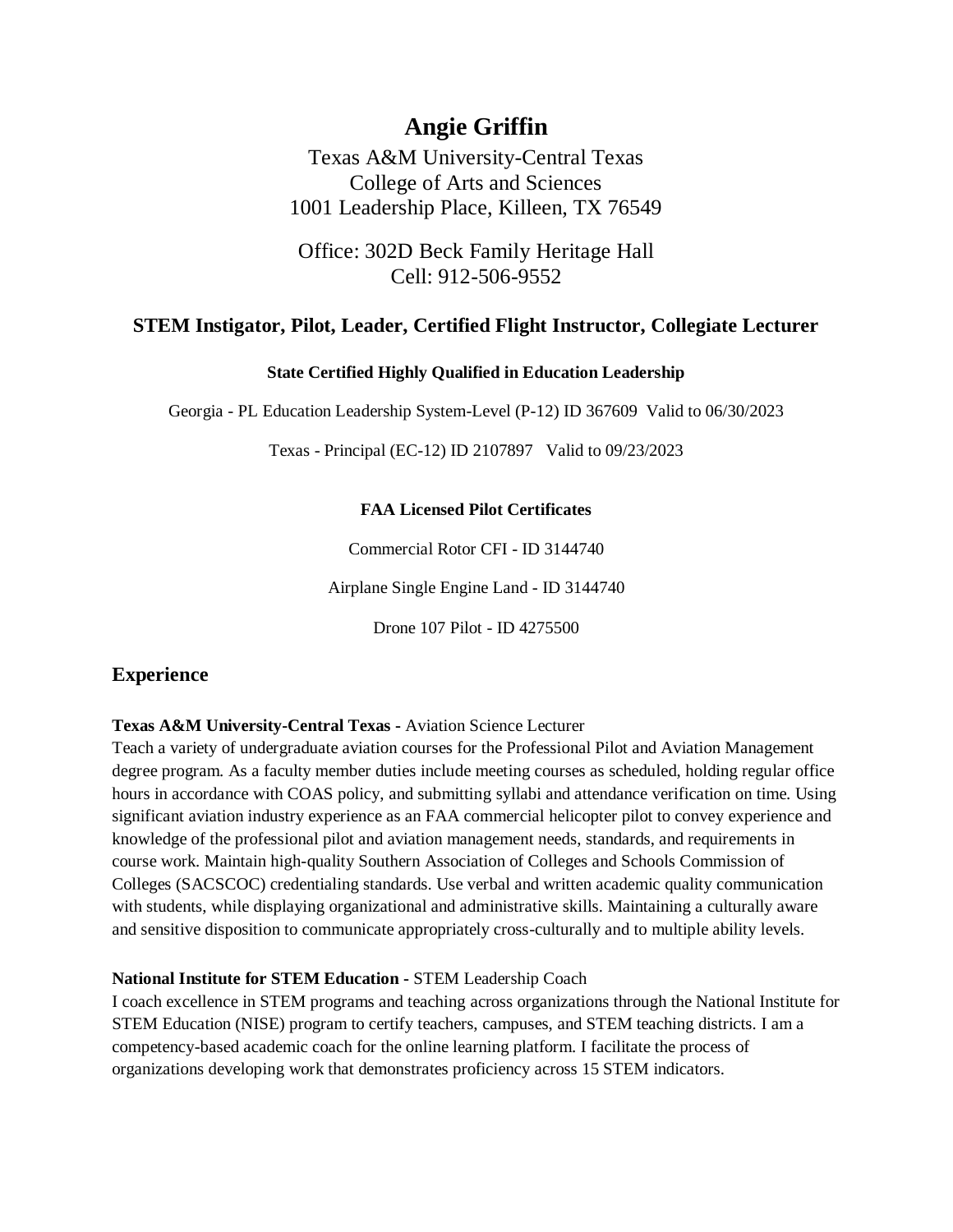# Angie Griffin

Texas A&M University-Central Texas
College of Arts and Sciences
1001 Leadership Place, Killeen, TX 76549

Office: 302D Beck Family Heritage Hall
Cell: 912-506-9552

### STEM Instigator, Pilot, Leader, Certified Flight Instructor, Collegiate Lecturer

**State Certified Highly Qualified in Education Leadership**

Georgia - PL Education Leadership System-Level (P-12) ID 367609 Valid to 06/30/2023

Texas - Principal (EC-12) ID 2107897 Valid to 09/23/2023

**FAA Licensed Pilot Certificates**

Commercial Rotor CFI - ID 3144740

Airplane Single Engine Land - ID 3144740

Drone 107 Pilot - ID 4275500

## Experience

**Texas A&M University-Central Texas -** Aviation Science Lecturer
Teach a variety of undergraduate aviation courses for the Professional Pilot and Aviation Management degree program. As a faculty member duties include meeting courses as scheduled, holding regular office hours in accordance with COAS policy, and submitting syllabi and attendance verification on time. Using significant aviation industry experience as an FAA commercial helicopter pilot to convey experience and knowledge of the professional pilot and aviation management needs, standards, and requirements in course work. Maintain high-quality Southern Association of Colleges and Schools Commission of Colleges (SACSCOC) credentialing standards. Use verbal and written academic quality communication with students, while displaying organizational and administrative skills. Maintaining a culturally aware and sensitive disposition to communicate appropriately cross-culturally and to multiple ability levels.

**National Institute for STEM Education -** STEM Leadership Coach
I coach excellence in STEM programs and teaching across organizations through the National Institute for STEM Education (NISE) program to certify teachers, campuses, and STEM teaching districts. I am a competency-based academic coach for the online learning platform. I facilitate the process of organizations developing work that demonstrates proficiency across 15 STEM indicators.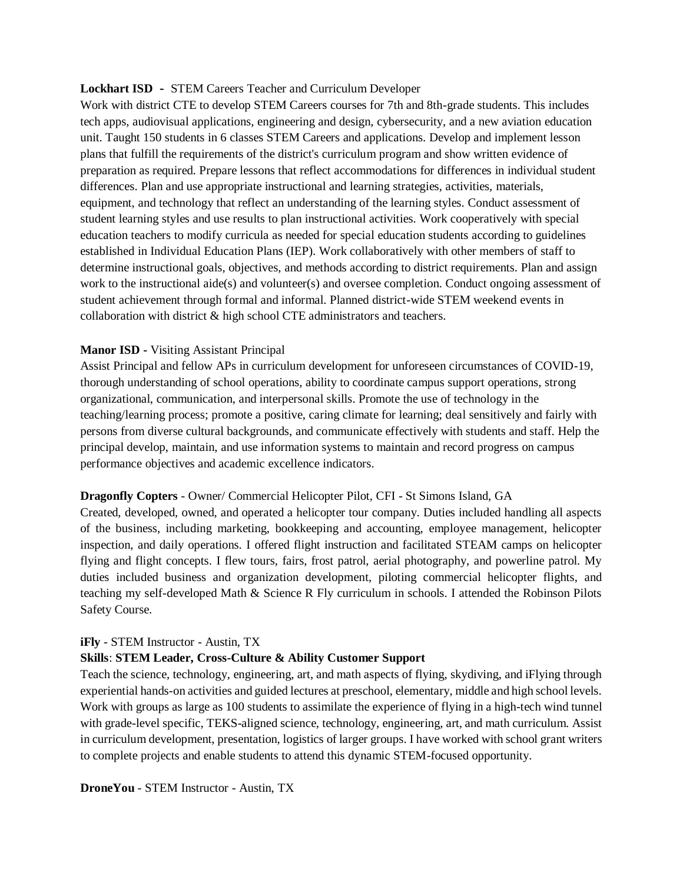**Lockhart ISD -** STEM Careers Teacher and Curriculum Developer

Work with district CTE to develop STEM Careers courses for 7th and 8th-grade students. This includes tech apps, audiovisual applications, engineering and design, cybersecurity, and a new aviation education unit. Taught 150 students in 6 classes STEM Careers and applications. Develop and implement lesson plans that fulfill the requirements of the district's curriculum program and show written evidence of preparation as required. Prepare lessons that reflect accommodations for differences in individual student differences. Plan and use appropriate instructional and learning strategies, activities, materials, equipment, and technology that reflect an understanding of the learning styles. Conduct assessment of student learning styles and use results to plan instructional activities. Work cooperatively with special education teachers to modify curricula as needed for special education students according to guidelines established in Individual Education Plans (IEP). Work collaboratively with other members of staff to determine instructional goals, objectives, and methods according to district requirements. Plan and assign work to the instructional aide(s) and volunteer(s) and oversee completion. Conduct ongoing assessment of student achievement through formal and informal. Planned district-wide STEM weekend events in collaboration with district & high school CTE administrators and teachers.

**Manor ISD -** Visiting Assistant Principal

Assist Principal and fellow APs in curriculum development for unforeseen circumstances of COVID-19, thorough understanding of school operations, ability to coordinate campus support operations, strong organizational, communication, and interpersonal skills. Promote the use of technology in the teaching/learning process; promote a positive, caring climate for learning; deal sensitively and fairly with persons from diverse cultural backgrounds, and communicate effectively with students and staff. Help the principal develop, maintain, and use information systems to maintain and record progress on campus performance objectives and academic excellence indicators.

**Dragonfly Copters** - Owner/ Commercial Helicopter Pilot, CFI - St Simons Island, GA

Created, developed, owned, and operated a helicopter tour company. Duties included handling all aspects of the business, including marketing, bookkeeping and accounting, employee management, helicopter inspection, and daily operations. I offered flight instruction and facilitated STEAM camps on helicopter flying and flight concepts. I flew tours, fairs, frost patrol, aerial photography, and powerline patrol. My duties included business and organization development, piloting commercial helicopter flights, and teaching my self-developed Math & Science R Fly curriculum in schools. I attended the Robinson Pilots Safety Course.

**iFly** - STEM Instructor - Austin, TX

**Skills**: **STEM Leader, Cross-Culture & Ability Customer Support**

Teach the science, technology, engineering, art, and math aspects of flying, skydiving, and iFlying through experiential hands-on activities and guided lectures at preschool, elementary, middle and high school levels. Work with groups as large as 100 students to assimilate the experience of flying in a high-tech wind tunnel with grade-level specific, TEKS-aligned science, technology, engineering, art, and math curriculum. Assist in curriculum development, presentation, logistics of larger groups. I have worked with school grant writers to complete projects and enable students to attend this dynamic STEM-focused opportunity.

**DroneYou** - STEM Instructor - Austin, TX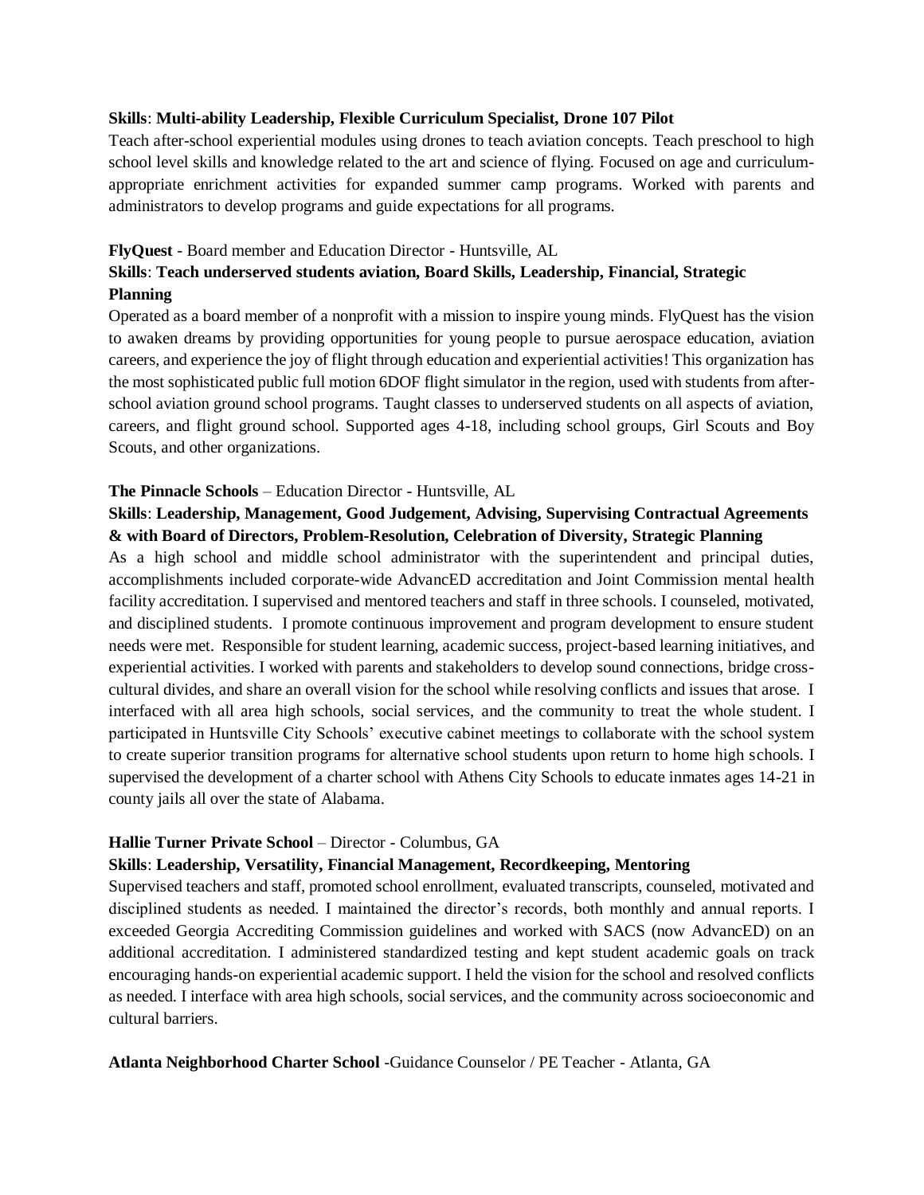**Skills**: **Multi-ability Leadership, Flexible Curriculum Specialist, Drone 107 Pilot**

Teach after-school experiential modules using drones to teach aviation concepts. Teach preschool to high school level skills and knowledge related to the art and science of flying. Focused on age and curriculum-appropriate enrichment activities for expanded summer camp programs. Worked with parents and administrators to develop programs and guide expectations for all programs.

**FlyQuest** - Board member and Education Director - Huntsville, AL

**Skills**: **Teach underserved students aviation, Board Skills, Leadership, Financial, Strategic Planning**

Operated as a board member of a nonprofit with a mission to inspire young minds. FlyQuest has the vision to awaken dreams by providing opportunities for young people to pursue aerospace education, aviation careers, and experience the joy of flight through education and experiential activities! This organization has the most sophisticated public full motion 6DOF flight simulator in the region, used with students from after-school aviation ground school programs. Taught classes to underserved students on all aspects of aviation, careers, and flight ground school. Supported ages 4-18, including school groups, Girl Scouts and Boy Scouts, and other organizations.

**The Pinnacle Schools** – Education Director - Huntsville, AL

**Skills**: **Leadership, Management, Good Judgement, Advising, Supervising Contractual Agreements & with Board of Directors, Problem-Resolution, Celebration of Diversity, Strategic Planning**

As a high school and middle school administrator with the superintendent and principal duties, accomplishments included corporate-wide AdvancED accreditation and Joint Commission mental health facility accreditation. I supervised and mentored teachers and staff in three schools. I counseled, motivated, and disciplined students. I promote continuous improvement and program development to ensure student needs were met. Responsible for student learning, academic success, project-based learning initiatives, and experiential activities. I worked with parents and stakeholders to develop sound connections, bridge cross-cultural divides, and share an overall vision for the school while resolving conflicts and issues that arose. I interfaced with all area high schools, social services, and the community to treat the whole student. I participated in Huntsville City Schools' executive cabinet meetings to collaborate with the school system to create superior transition programs for alternative school students upon return to home high schools. I supervised the development of a charter school with Athens City Schools to educate inmates ages 14-21 in county jails all over the state of Alabama.

**Hallie Turner Private School** – Director - Columbus, GA

**Skills**: **Leadership, Versatility, Financial Management, Recordkeeping, Mentoring**

Supervised teachers and staff, promoted school enrollment, evaluated transcripts, counseled, motivated and disciplined students as needed. I maintained the director's records, both monthly and annual reports. I exceeded Georgia Accrediting Commission guidelines and worked with SACS (now AdvancED) on an additional accreditation. I administered standardized testing and kept student academic goals on track encouraging hands-on experiential academic support. I held the vision for the school and resolved conflicts as needed. I interface with area high schools, social services, and the community across socioeconomic and cultural barriers.

**Atlanta Neighborhood Charter School** -Guidance Counselor / PE Teacher - Atlanta, GA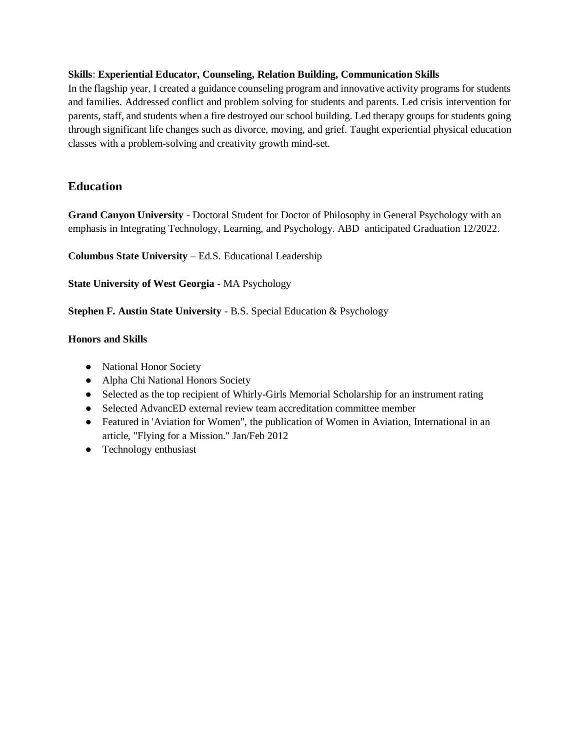**Skills**: **Experiential Educator, Counseling, Relation Building, Communication Skills**
In the flagship year, I created a guidance counseling program and innovative activity programs for students and families. Addressed conflict and problem solving for students and parents. Led crisis intervention for parents, staff, and students when a fire destroyed our school building. Led therapy groups for students going through significant life changes such as divorce, moving, and grief. Taught experiential physical education classes with a problem-solving and creativity growth mind-set.

## Education

**Grand Canyon University** - Doctoral Student for Doctor of Philosophy in General Psychology with an emphasis in Integrating Technology, Learning, and Psychology. ABD anticipated Graduation 12/2022.

**Columbus State University** – Ed.S. Educational Leadership

**State University of West Georgia** - MA Psychology

**Stephen F. Austin State University** - B.S. Special Education & Psychology

**Honors and Skills**

- National Honor Society
- Alpha Chi National Honors Society
- Selected as the top recipient of Whirly-Girls Memorial Scholarship for an instrument rating
- Selected AdvancED external review team accreditation committee member
- Featured in 'Aviation for Women", the publication of Women in Aviation, International in an article, "Flying for a Mission." Jan/Feb 2012
- Technology enthusiast